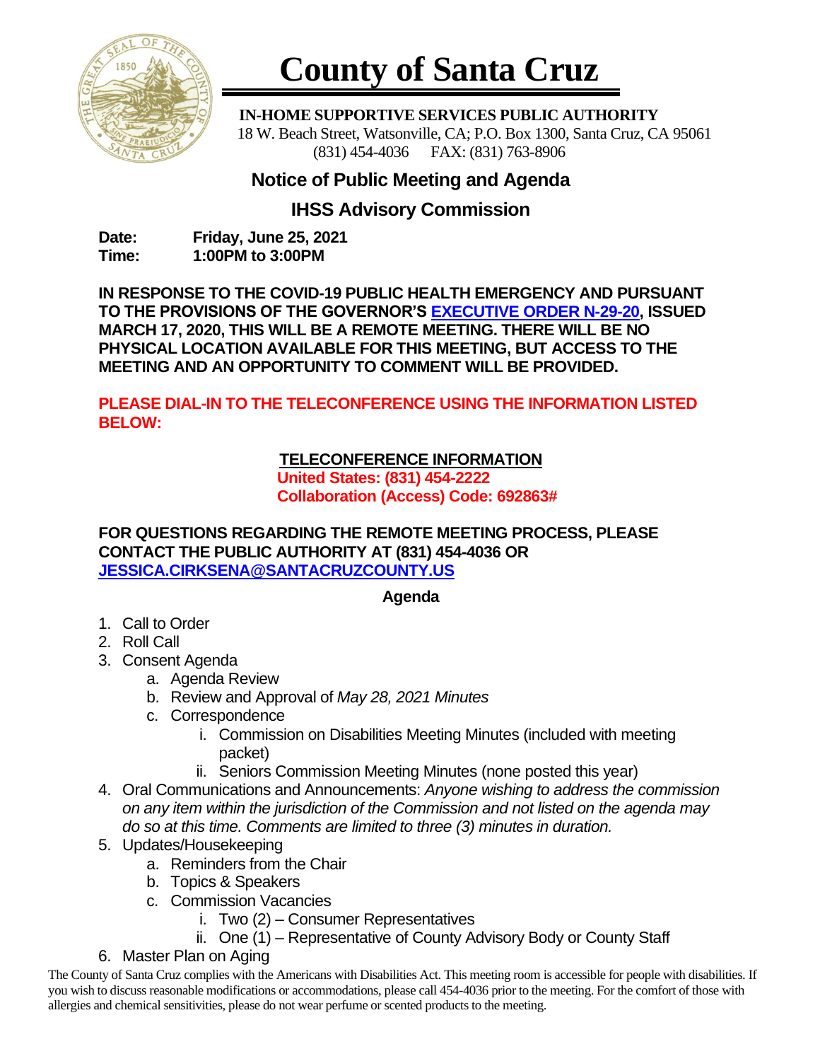# County of Santa Cruz

**IN-HOME SUPPORTIVE SERVICES PUBLIC AUTHORITY**
18 W. Beach Street, Watsonville, CA; P.O. Box 1300, Santa Cruz, CA 95061
(831) 454-4036 FAX: (831) 763-8906

## Notice of Public Meeting and Agenda

## IHSS Advisory Commission

**Date:** **Friday, June 25, 2021**
**Time:** **1:00PM to 3:00PM**

**IN RESPONSE TO THE COVID-19 PUBLIC HEALTH EMERGENCY AND PURSUANT TO THE PROVISIONS OF THE GOVERNOR'S EXECUTIVE ORDER N-29-20, ISSUED MARCH 17, 2020, THIS WILL BE A REMOTE MEETING. THERE WILL BE NO PHYSICAL LOCATION AVAILABLE FOR THIS MEETING, BUT ACCESS TO THE MEETING AND AN OPPORTUNITY TO COMMENT WILL BE PROVIDED.**

**PLEASE DIAL-IN TO THE TELECONFERENCE USING THE INFORMATION LISTED BELOW:**

**TELECONFERENCE INFORMATION**
**United States: (831) 454-2222**
**Collaboration (Access) Code: 692863#**

**FOR QUESTIONS REGARDING THE REMOTE MEETING PROCESS, PLEASE CONTACT THE PUBLIC AUTHORITY AT (831) 454-4036 OR JESSICA.CIRKSENA@SANTACRUZCOUNTY.US**

**Agenda**

1. Call to Order
2. Roll Call
3. Consent Agenda
   a. Agenda Review
   b. Review and Approval of *May 28, 2021 Minutes*
   c. Correspondence
      i. Commission on Disabilities Meeting Minutes (included with meeting packet)
      ii. Seniors Commission Meeting Minutes (none posted this year)
4. Oral Communications and Announcements: *Anyone wishing to address the commission on any item within the jurisdiction of the Commission and not listed on the agenda may do so at this time. Comments are limited to three (3) minutes in duration.*
5. Updates/Housekeeping
   a. Reminders from the Chair
   b. Topics & Speakers
   c. Commission Vacancies
      i. Two (2) – Consumer Representatives
      ii. One (1) – Representative of County Advisory Body or County Staff
6. Master Plan on Aging

The County of Santa Cruz complies with the Americans with Disabilities Act. This meeting room is accessible for people with disabilities. If you wish to discuss reasonable modifications or accommodations, please call 454-4036 prior to the meeting. For the comfort of those with allergies and chemical sensitivities, please do not wear perfume or scented products to the meeting.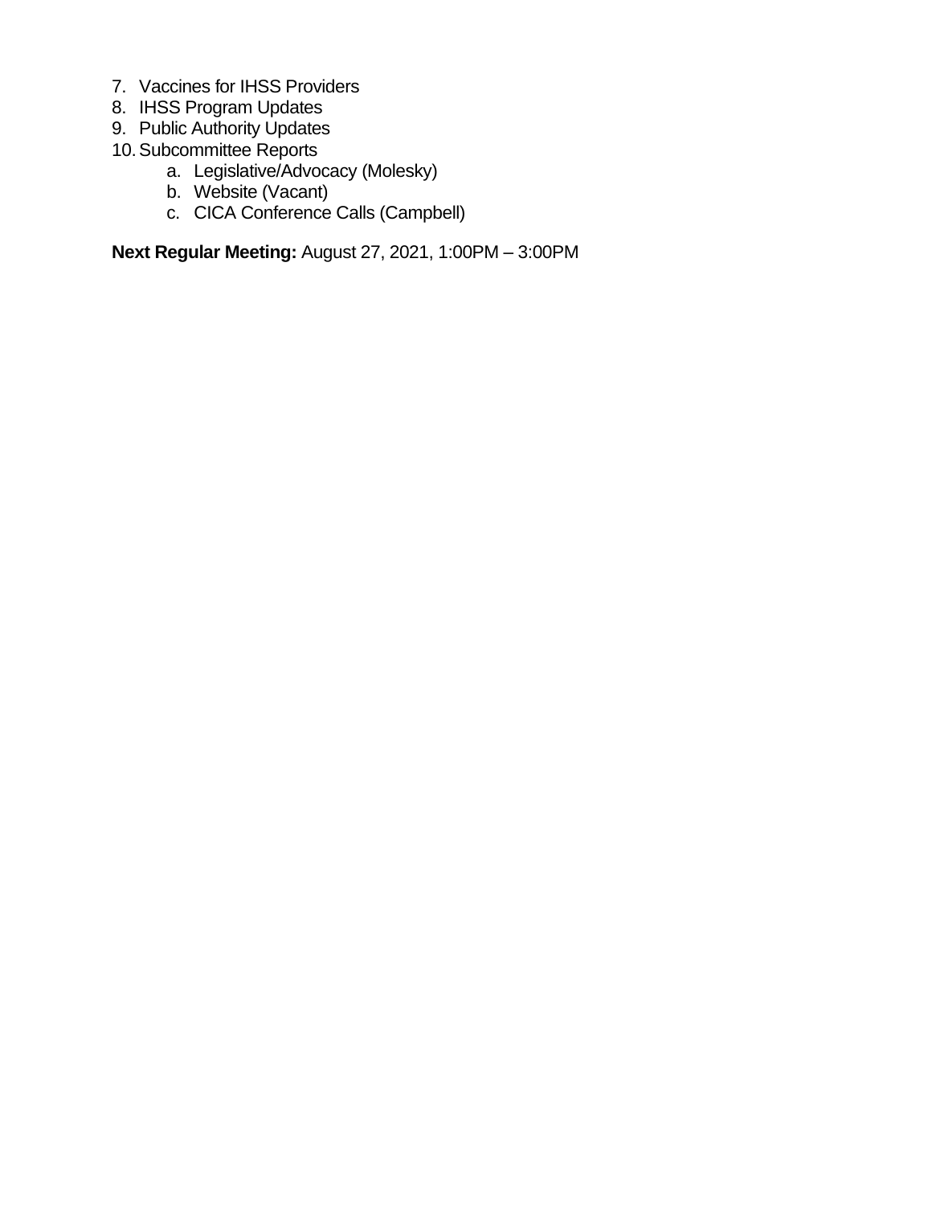7. Vaccines for IHSS Providers
8. IHSS Program Updates
9. Public Authority Updates
10. Subcommittee Reports
    a. Legislative/Advocacy (Molesky)
    b. Website (Vacant)
    c. CICA Conference Calls (Campbell)

**Next Regular Meeting:** August 27, 2021, 1:00PM – 3:00PM